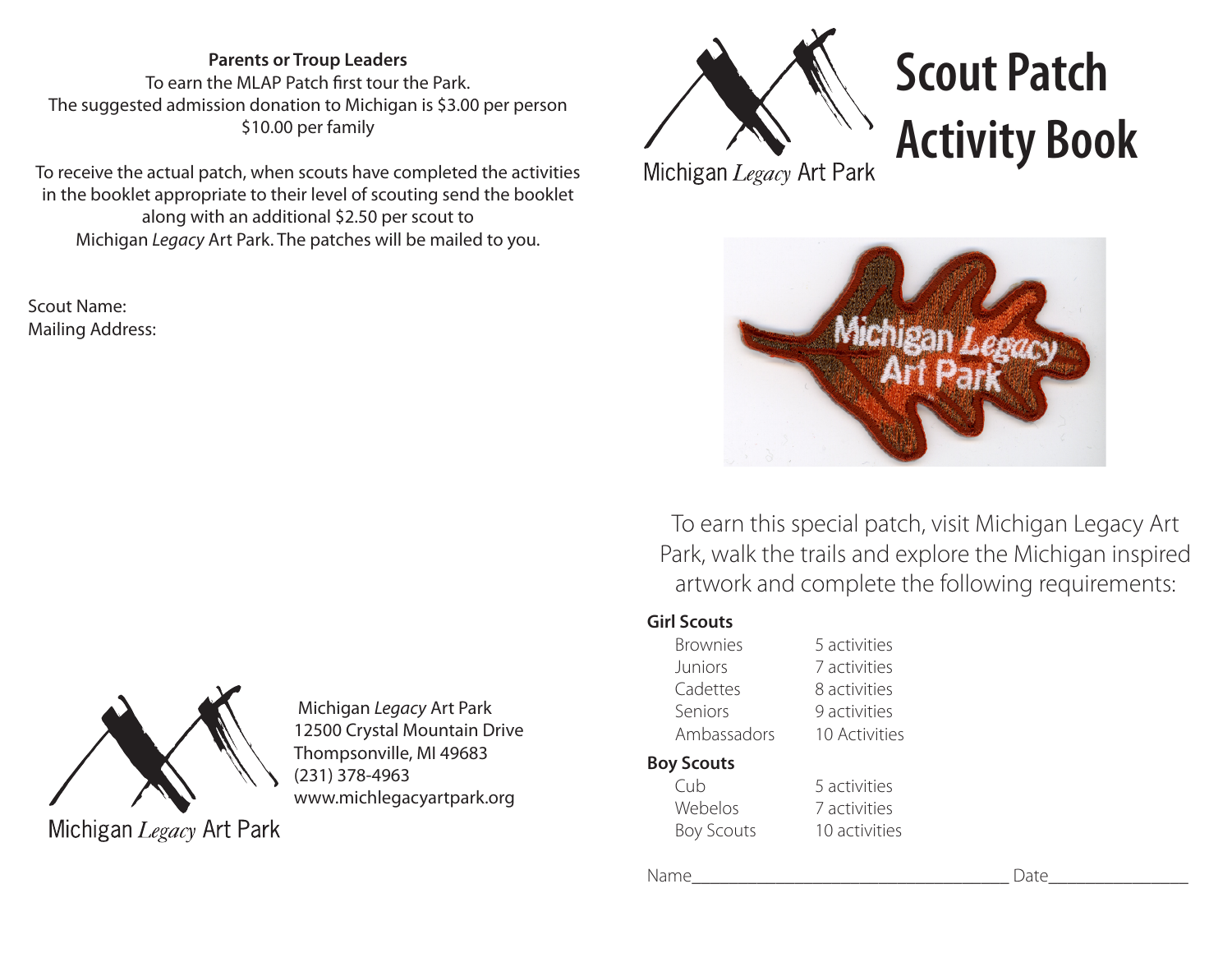**Parents or Troup Leaders**

To earn the MLAP Patch first tour the Park.
The suggested admission donation to Michigan is $3.00 per person
$10.00 per family

To receive the actual patch, when scouts have completed the activities in the booklet appropriate to their level of scouting send the booklet along with an additional $2.50 per scout to
Michigan *Legacy* Art Park. The patches will be mailed to you.

Scout Name:
Mailing Address:

Michigan *Legacy* Art Park

Michigan *Legacy* Art Park
12500 Crystal Mountain Drive
Thompsonville, MI 49683
(231) 378-4963
www.michlegacyartpark.org

Michigan *Legacy* Art Park

# Scout Patch Activity Book

To earn this special patch, visit Michigan Legacy Art Park, walk the trails and explore the Michigan inspired artwork and complete the following requirements:

**Girl Scouts**

| | |
|---|---|
| Brownies | 5 activities |
| Juniors | 7 activities |
| Cadettes | 8 activities |
| Seniors | 9 activities |
| Ambassadors | 10 Activities |

**Boy Scouts**

| | |
|---|---|
| Cub | 5 activities |
| Webelos | 7 activities |
| Boy Scouts | 10 activities |

Name_________________________________ Date_______________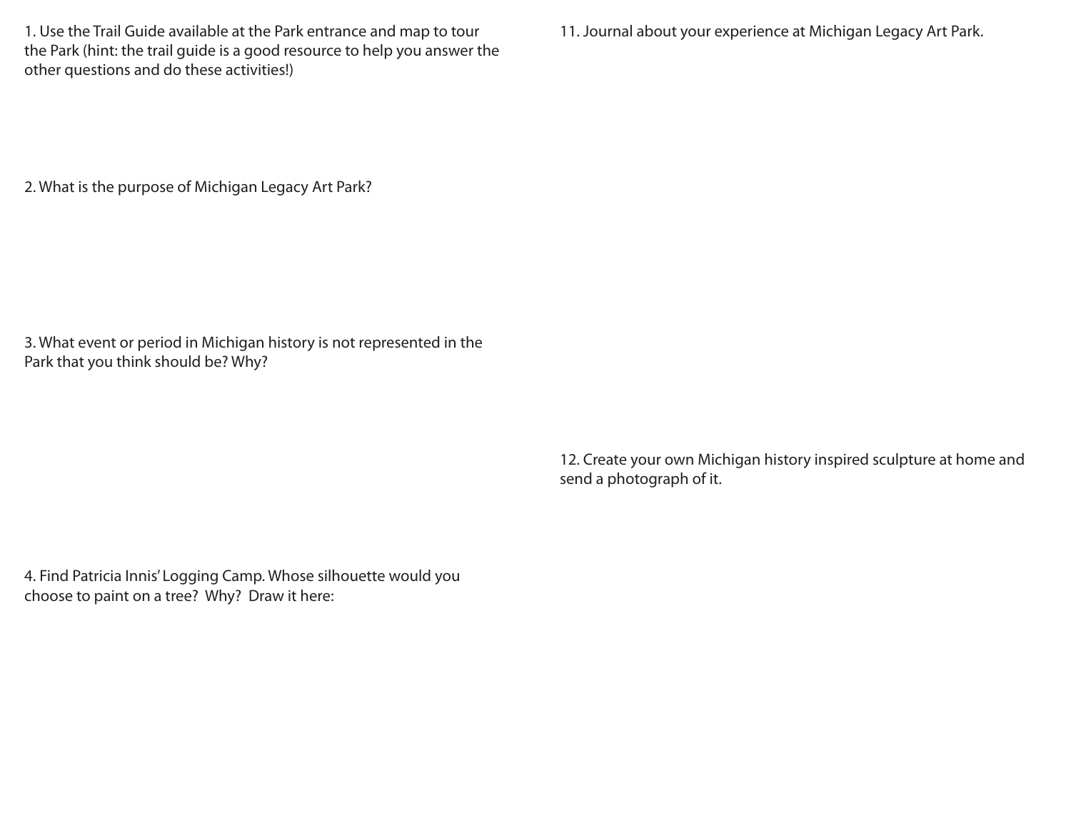1. Use the Trail Guide available at the Park entrance and map to tour the Park (hint: the trail guide is a good resource to help you answer the other questions and do these activities!)

2. What is the purpose of Michigan Legacy Art Park?

3. What event or period in Michigan history is not represented in the Park that you think should be? Why?

4. Find Patricia Innis' Logging Camp. Whose silhouette would you choose to paint on a tree? Why? Draw it here:

11. Journal about your experience at Michigan Legacy Art Park.

12. Create your own Michigan history inspired sculpture at home and send a photograph of it.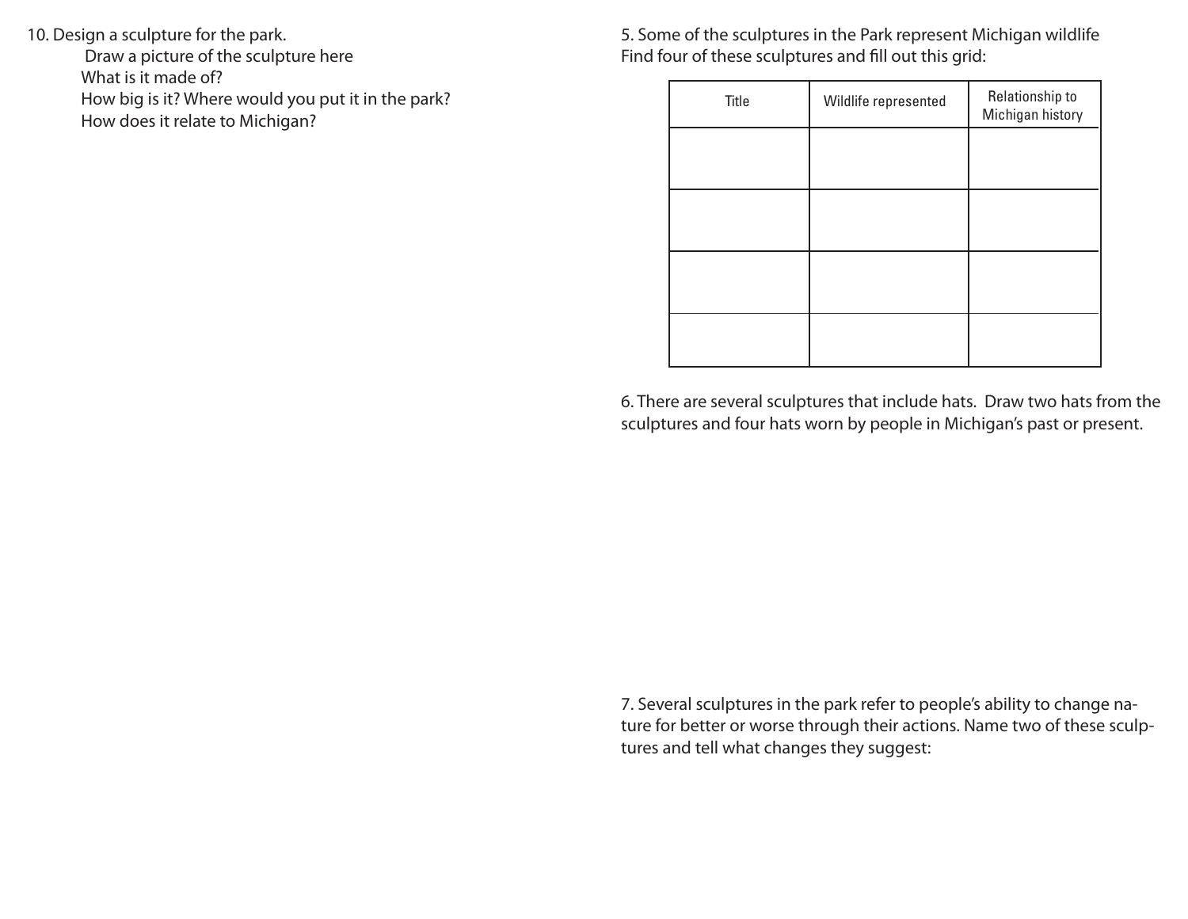10. Design a sculpture for the park.

Draw a picture of the sculpture here

What is it made of?

How big is it? Where would you put it in the park?

How does it relate to Michigan?

5. Some of the sculptures in the Park represent Michigan wildlife
Find four of these sculptures and fill out this grid:

| Title | Wildlife represented | Relationship to Michigan history |
|---|---|---|
| | | |
| | | |
| | | |
| | | |

6. There are several sculptures that include hats. Draw two hats from the sculptures and four hats worn by people in Michigan's past or present.

7. Several sculptures in the park refer to people's ability to change nature for better or worse through their actions. Name two of these sculptures and tell what changes they suggest: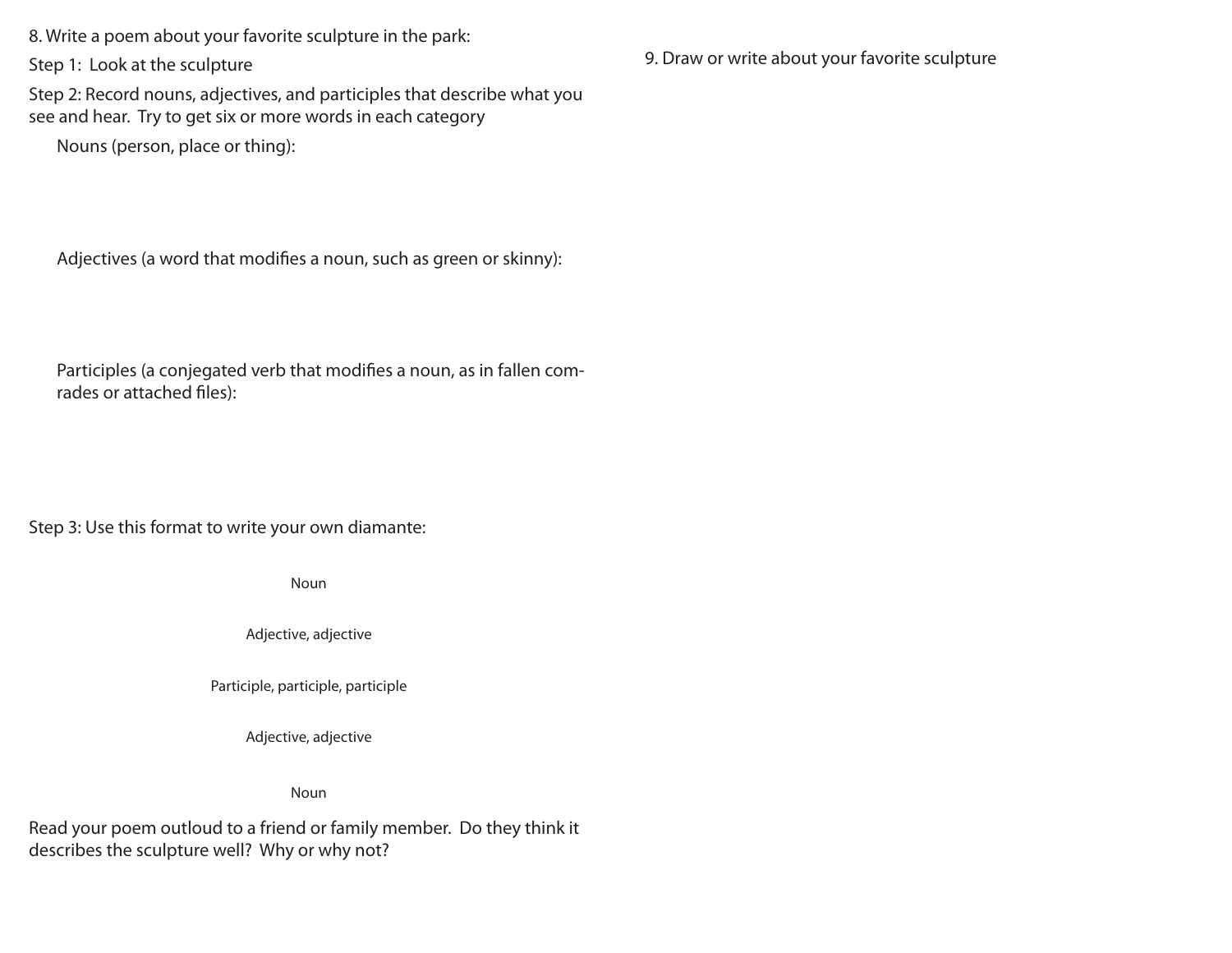8. Write a poem about your favorite sculpture in the park:

Step 1: Look at the sculpture

Step 2: Record nouns, adjectives, and participles that describe what you see and hear. Try to get six or more words in each category

Nouns (person, place or thing):

Adjectives (a word that modifies a noun, such as green or skinny):

Participles (a conjegated verb that modifies a noun, as in fallen comrades or attached files):

Step 3: Use this format to write your own diamante:

Noun

Adjective, adjective

Participle, participle, participle

Adjective, adjective

Noun

Read your poem outloud to a friend or family member. Do they think it describes the sculpture well? Why or why not?

9. Draw or write about your favorite sculpture